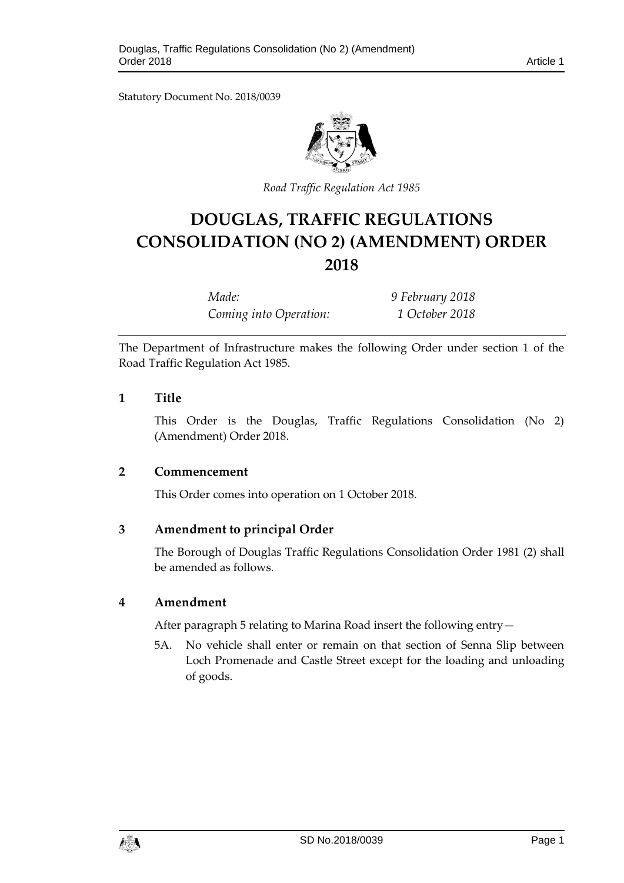Statutory Document No. 2018/0039

*Road Traffic Regulation Act 1985*

# DOUGLAS, TRAFFIC REGULATIONS CONSOLIDATION (NO 2) (AMENDMENT) ORDER 2018

| | |
|---|---|
| *Made:* | *9 February 2018* |
| *Coming into Operation:* | *1 October 2018* |

The Department of Infrastructure makes the following Order under section 1 of the Road Traffic Regulation Act 1985.

## 1 Title

This Order is the Douglas, Traffic Regulations Consolidation (No 2) (Amendment) Order 2018.

## 2 Commencement

This Order comes into operation on 1 October 2018.

## 3 Amendment to principal Order

The Borough of Douglas Traffic Regulations Consolidation Order 1981 (2) shall be amended as follows.

## 4 Amendment

After paragraph 5 relating to Marina Road insert the following entry—

5A. No vehicle shall enter or remain on that section of Senna Slip between Loch Promenade and Castle Street except for the loading and unloading of goods.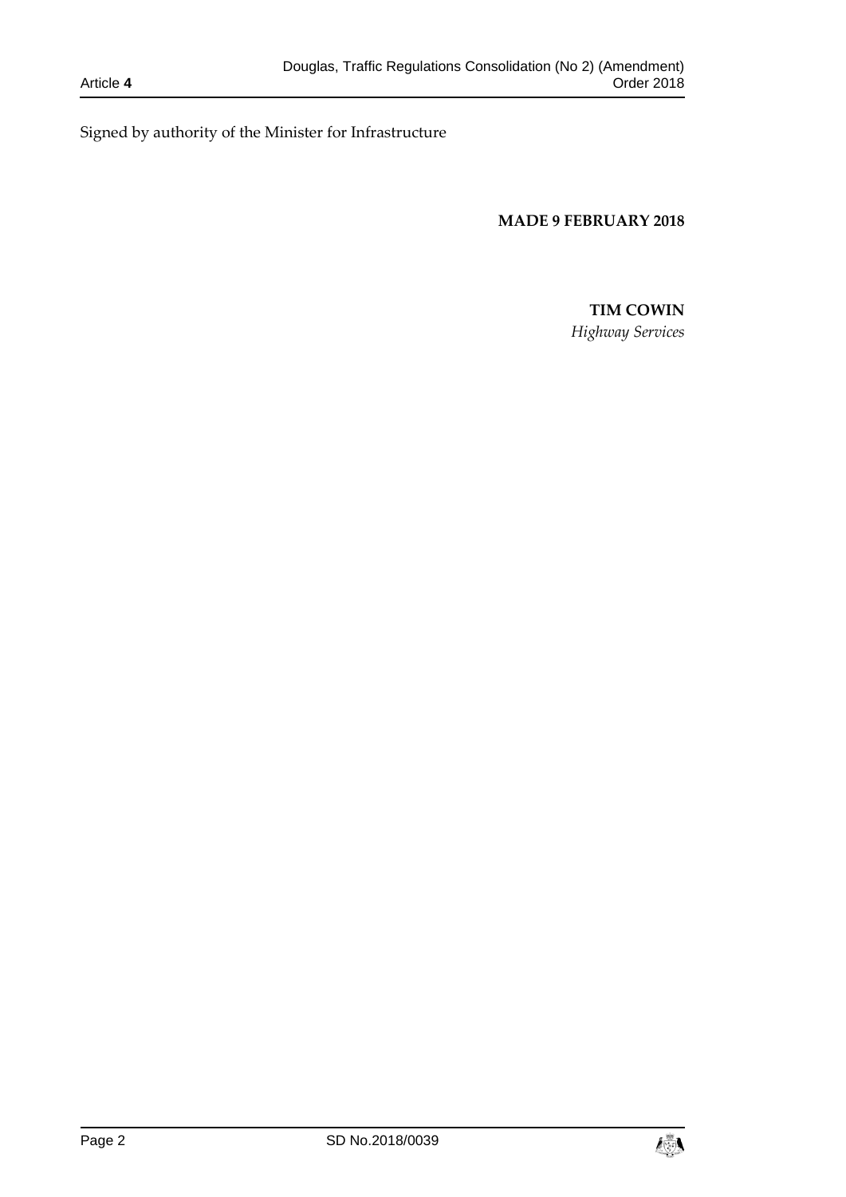Signed by authority of the Minister for Infrastructure

**MADE 9 FEBRUARY 2018**

**TIM COWIN**

*Highway Services*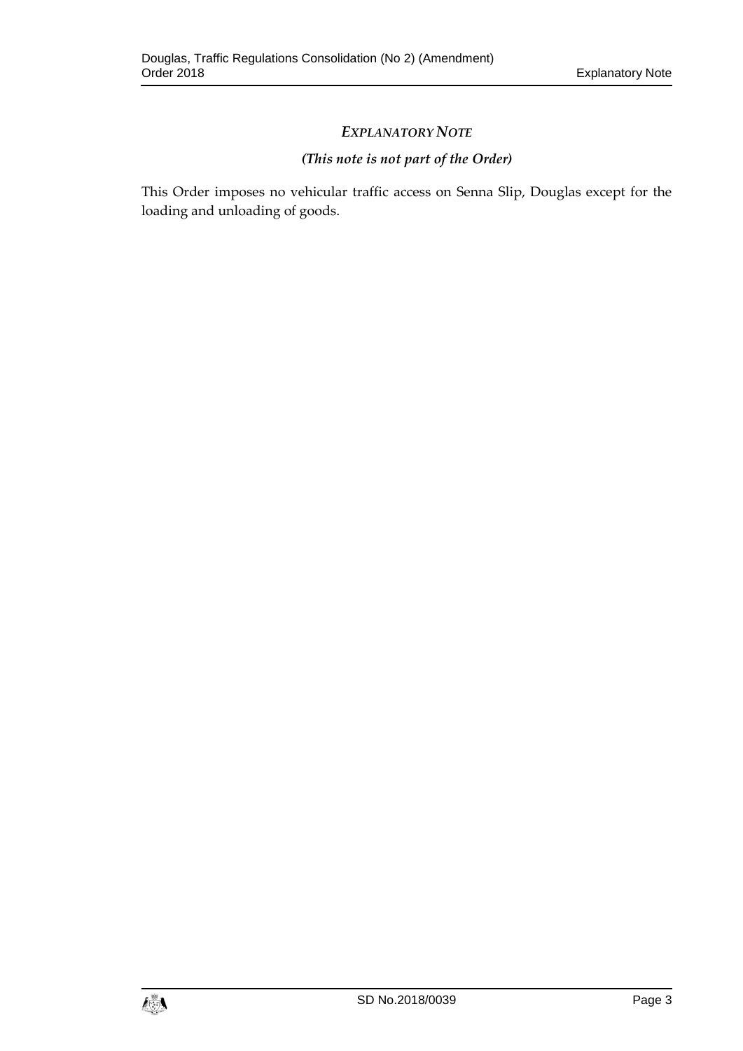## *EXPLANATORY NOTE*

***(This note is not part of the Order)***

This Order imposes no vehicular traffic access on Senna Slip, Douglas except for the loading and unloading of goods.